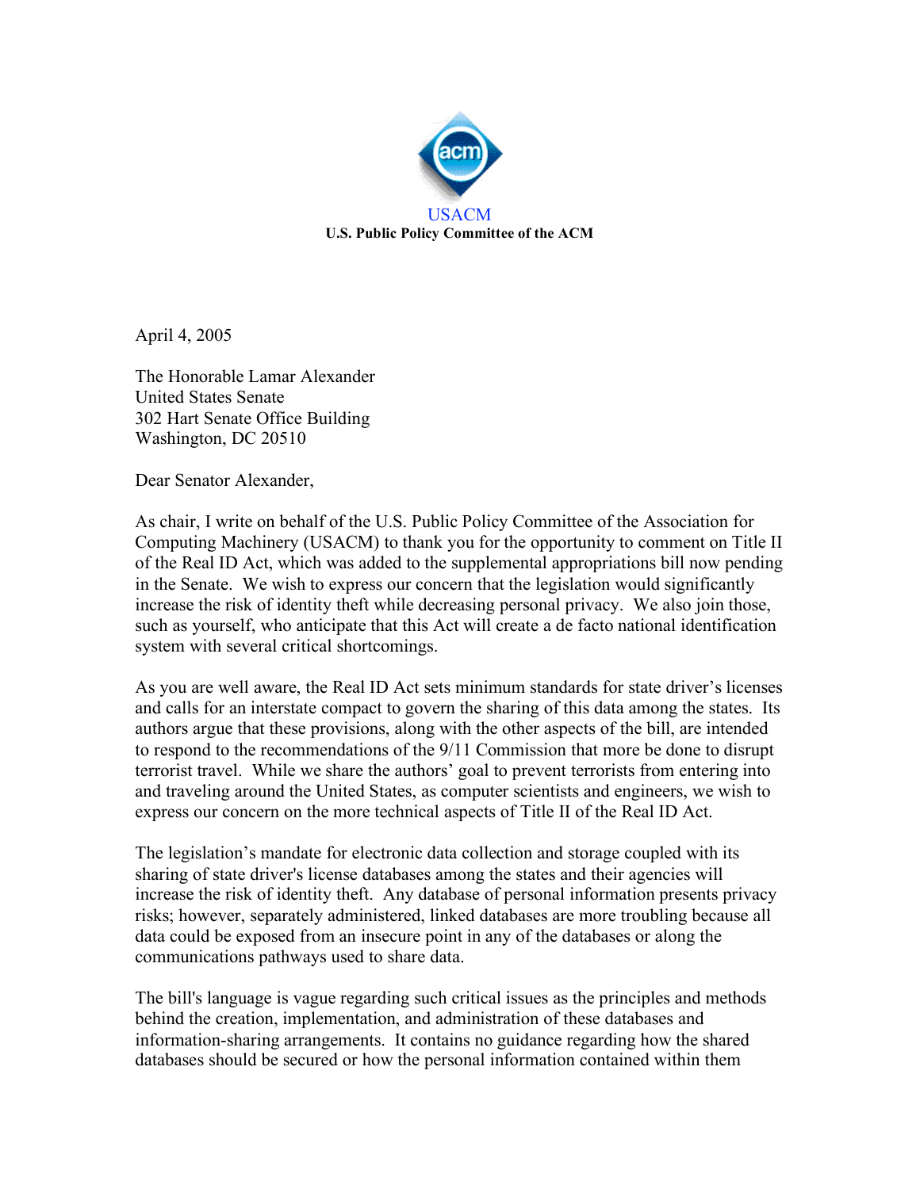USACM

**U.S. Public Policy Committee of the ACM**

April 4, 2005

The Honorable Lamar Alexander
United States Senate
302 Hart Senate Office Building
Washington, DC 20510

Dear Senator Alexander,

As chair, I write on behalf of the U.S. Public Policy Committee of the Association for Computing Machinery (USACM) to thank you for the opportunity to comment on Title II of the Real ID Act, which was added to the supplemental appropriations bill now pending in the Senate. We wish to express our concern that the legislation would significantly increase the risk of identity theft while decreasing personal privacy. We also join those, such as yourself, who anticipate that this Act will create a de facto national identification system with several critical shortcomings.

As you are well aware, the Real ID Act sets minimum standards for state driver's licenses and calls for an interstate compact to govern the sharing of this data among the states. Its authors argue that these provisions, along with the other aspects of the bill, are intended to respond to the recommendations of the 9/11 Commission that more be done to disrupt terrorist travel. While we share the authors' goal to prevent terrorists from entering into and traveling around the United States, as computer scientists and engineers, we wish to express our concern on the more technical aspects of Title II of the Real ID Act.

The legislation's mandate for electronic data collection and storage coupled with its sharing of state driver's license databases among the states and their agencies will increase the risk of identity theft. Any database of personal information presents privacy risks; however, separately administered, linked databases are more troubling because all data could be exposed from an insecure point in any of the databases or along the communications pathways used to share data.

The bill's language is vague regarding such critical issues as the principles and methods behind the creation, implementation, and administration of these databases and information-sharing arrangements. It contains no guidance regarding how the shared databases should be secured or how the personal information contained within them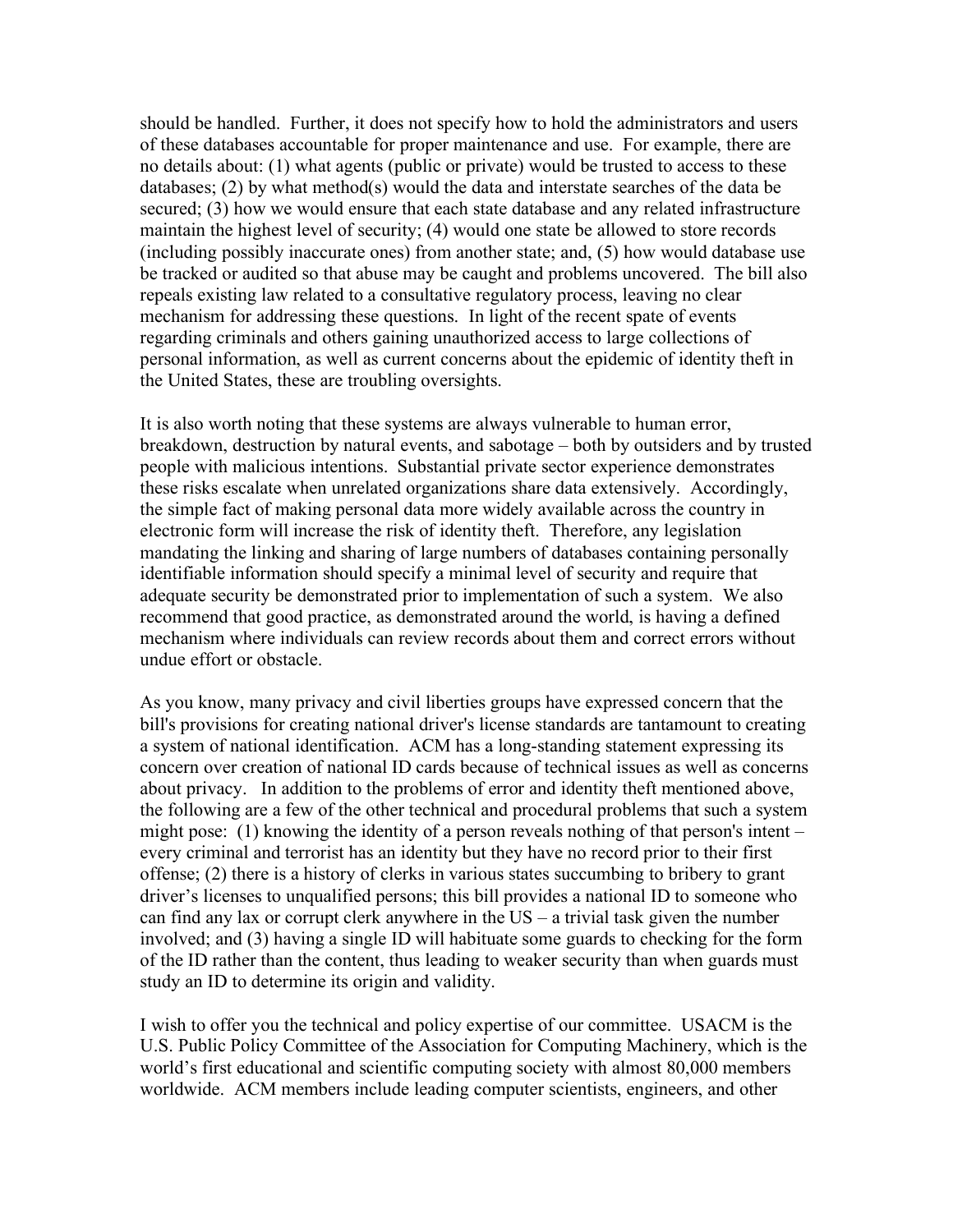should be handled. Further, it does not specify how to hold the administrators and users of these databases accountable for proper maintenance and use. For example, there are no details about: (1) what agents (public or private) would be trusted to access to these databases; (2) by what method(s) would the data and interstate searches of the data be secured; (3) how we would ensure that each state database and any related infrastructure maintain the highest level of security; (4) would one state be allowed to store records (including possibly inaccurate ones) from another state; and, (5) how would database use be tracked or audited so that abuse may be caught and problems uncovered. The bill also repeals existing law related to a consultative regulatory process, leaving no clear mechanism for addressing these questions. In light of the recent spate of events regarding criminals and others gaining unauthorized access to large collections of personal information, as well as current concerns about the epidemic of identity theft in the United States, these are troubling oversights.

It is also worth noting that these systems are always vulnerable to human error, breakdown, destruction by natural events, and sabotage – both by outsiders and by trusted people with malicious intentions. Substantial private sector experience demonstrates these risks escalate when unrelated organizations share data extensively. Accordingly, the simple fact of making personal data more widely available across the country in electronic form will increase the risk of identity theft. Therefore, any legislation mandating the linking and sharing of large numbers of databases containing personally identifiable information should specify a minimal level of security and require that adequate security be demonstrated prior to implementation of such a system. We also recommend that good practice, as demonstrated around the world, is having a defined mechanism where individuals can review records about them and correct errors without undue effort or obstacle.

As you know, many privacy and civil liberties groups have expressed concern that the bill's provisions for creating national driver's license standards are tantamount to creating a system of national identification. ACM has a long-standing statement expressing its concern over creation of national ID cards because of technical issues as well as concerns about privacy. In addition to the problems of error and identity theft mentioned above, the following are a few of the other technical and procedural problems that such a system might pose: (1) knowing the identity of a person reveals nothing of that person's intent – every criminal and terrorist has an identity but they have no record prior to their first offense; (2) there is a history of clerks in various states succumbing to bribery to grant driver's licenses to unqualified persons; this bill provides a national ID to someone who can find any lax or corrupt clerk anywhere in the US – a trivial task given the number involved; and (3) having a single ID will habituate some guards to checking for the form of the ID rather than the content, thus leading to weaker security than when guards must study an ID to determine its origin and validity.

I wish to offer you the technical and policy expertise of our committee. USACM is the U.S. Public Policy Committee of the Association for Computing Machinery, which is the world's first educational and scientific computing society with almost 80,000 members worldwide. ACM members include leading computer scientists, engineers, and other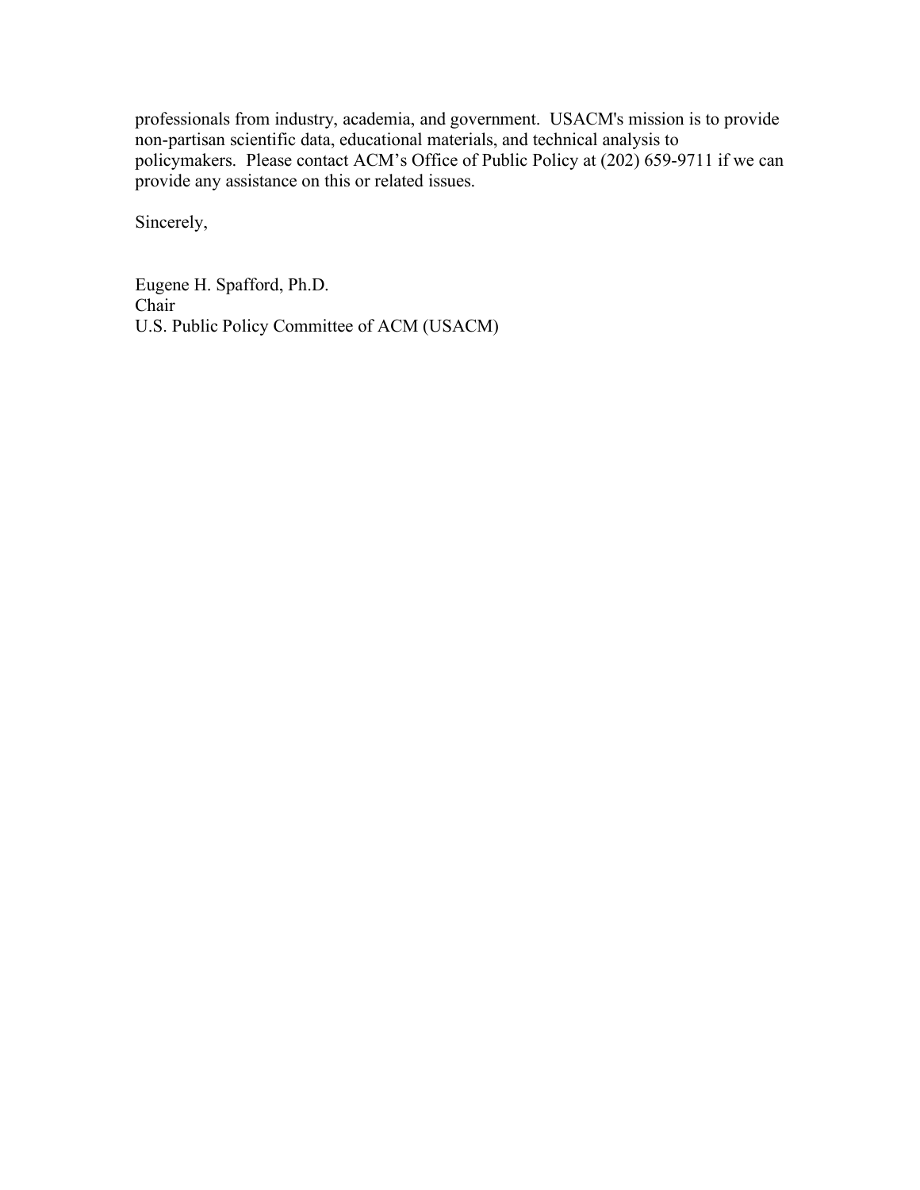professionals from industry, academia, and government. USACM's mission is to provide non-partisan scientific data, educational materials, and technical analysis to policymakers. Please contact ACM's Office of Public Policy at (202) 659-9711 if we can provide any assistance on this or related issues.

Sincerely,

Eugene H. Spafford, Ph.D.
Chair
U.S. Public Policy Committee of ACM (USACM)